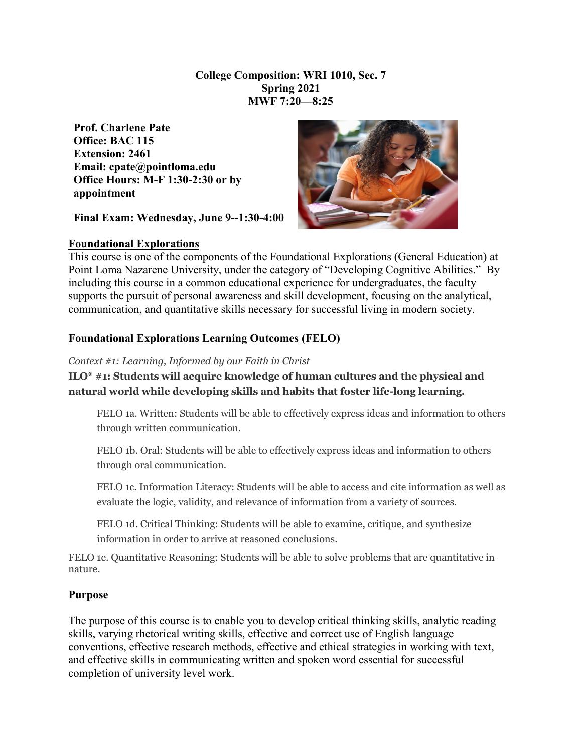**College Composition: WRI 1010, Sec. 7**
**Spring 2021**
**MWF 7:20—8:25**

**Prof. Charlene Pate**
**Office: BAC 115**
**Extension: 2461**
**Email: cpate@pointloma.edu**
**Office Hours: M-F 1:30-2:30 or by appointment**

**Final Exam: Wednesday, June 9--1:30-4:00**

## Foundational Explorations

This course is one of the components of the Foundational Explorations (General Education) at Point Loma Nazarene University, under the category of "Developing Cognitive Abilities." By including this course in a common educational experience for undergraduates, the faculty supports the pursuit of personal awareness and skill development, focusing on the analytical, communication, and quantitative skills necessary for successful living in modern society.

### Foundational Explorations Learning Outcomes (FELO)

*Context #1: Learning, Informed by our Faith in Christ*

**ILO* #1: Students will acquire knowledge of human cultures and the physical and natural world while developing skills and habits that foster life-long learning.**

FELO 1a. Written: Students will be able to effectively express ideas and information to others through written communication.

FELO 1b. Oral: Students will be able to effectively express ideas and information to others through oral communication.

FELO 1c. Information Literacy: Students will be able to access and cite information as well as evaluate the logic, validity, and relevance of information from a variety of sources.

FELO 1d. Critical Thinking: Students will be able to examine, critique, and synthesize information in order to arrive at reasoned conclusions.

FELO 1e. Quantitative Reasoning: Students will be able to solve problems that are quantitative in nature.

### Purpose

The purpose of this course is to enable you to develop critical thinking skills, analytic reading skills, varying rhetorical writing skills, effective and correct use of English language conventions, effective research methods, effective and ethical strategies in working with text, and effective skills in communicating written and spoken word essential for successful completion of university level work.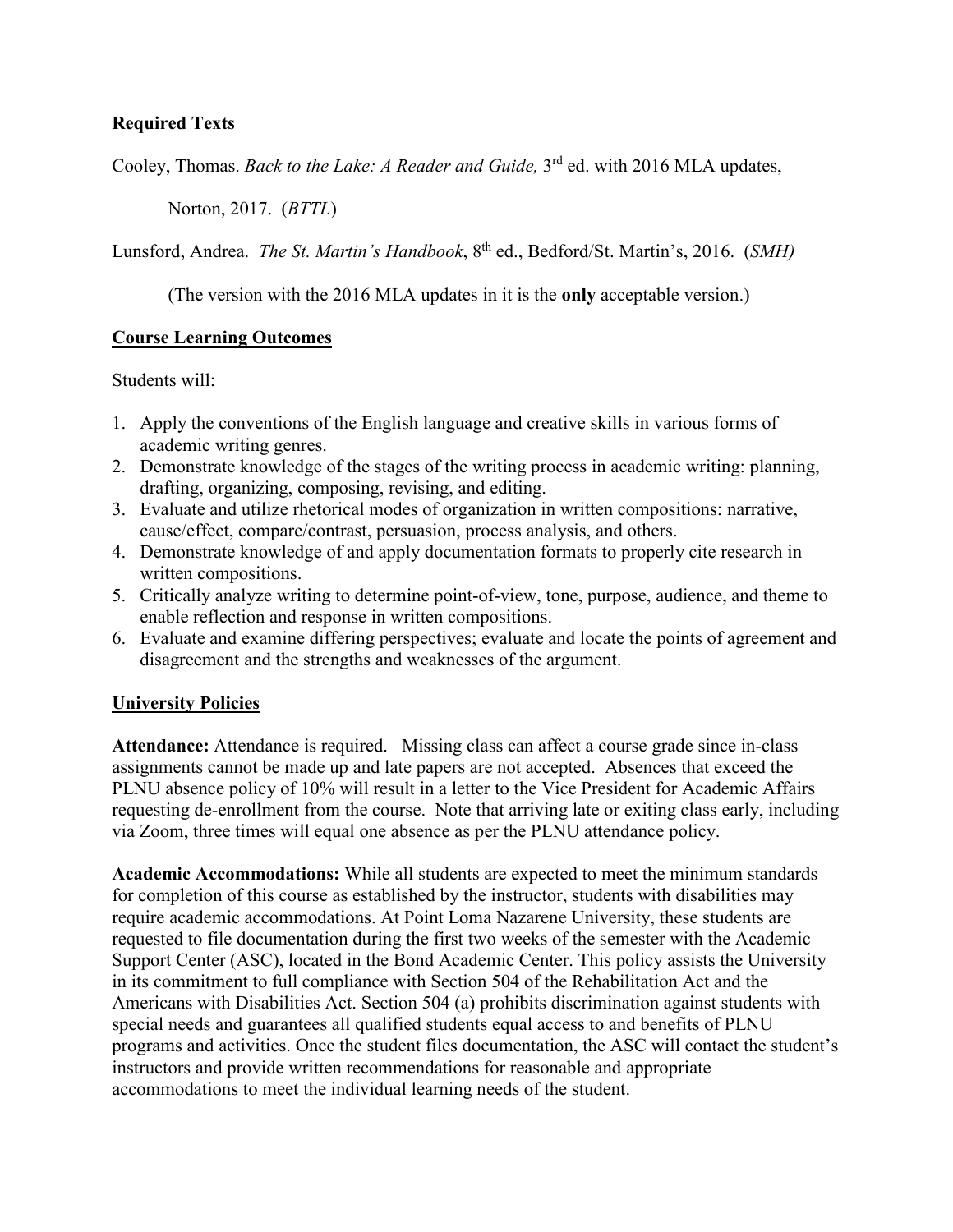**Required Texts**

Cooley, Thomas. *Back to the Lake: A Reader and Guide,* 3rd ed. with 2016 MLA updates, Norton, 2017. (*BTTL*)

Lunsford, Andrea. *The St. Martin's Handbook*, 8th ed., Bedford/St. Martin's, 2016. (*SMH)*

(The version with the 2016 MLA updates in it is the **only** acceptable version.)

## Course Learning Outcomes

Students will:

1. Apply the conventions of the English language and creative skills in various forms of academic writing genres.
2. Demonstrate knowledge of the stages of the writing process in academic writing: planning, drafting, organizing, composing, revising, and editing.
3. Evaluate and utilize rhetorical modes of organization in written compositions: narrative, cause/effect, compare/contrast, persuasion, process analysis, and others.
4. Demonstrate knowledge of and apply documentation formats to properly cite research in written compositions.
5. Critically analyze writing to determine point-of-view, tone, purpose, audience, and theme to enable reflection and response in written compositions.
6. Evaluate and examine differing perspectives; evaluate and locate the points of agreement and disagreement and the strengths and weaknesses of the argument.

## University Policies

**Attendance:** Attendance is required. Missing class can affect a course grade since in-class assignments cannot be made up and late papers are not accepted. Absences that exceed the PLNU absence policy of 10% will result in a letter to the Vice President for Academic Affairs requesting de-enrollment from the course. Note that arriving late or exiting class early, including via Zoom, three times will equal one absence as per the PLNU attendance policy.

**Academic Accommodations:** While all students are expected to meet the minimum standards for completion of this course as established by the instructor, students with disabilities may require academic accommodations. At Point Loma Nazarene University, these students are requested to file documentation during the first two weeks of the semester with the Academic Support Center (ASC), located in the Bond Academic Center. This policy assists the University in its commitment to full compliance with Section 504 of the Rehabilitation Act and the Americans with Disabilities Act. Section 504 (a) prohibits discrimination against students with special needs and guarantees all qualified students equal access to and benefits of PLNU programs and activities. Once the student files documentation, the ASC will contact the student's instructors and provide written recommendations for reasonable and appropriate accommodations to meet the individual learning needs of the student.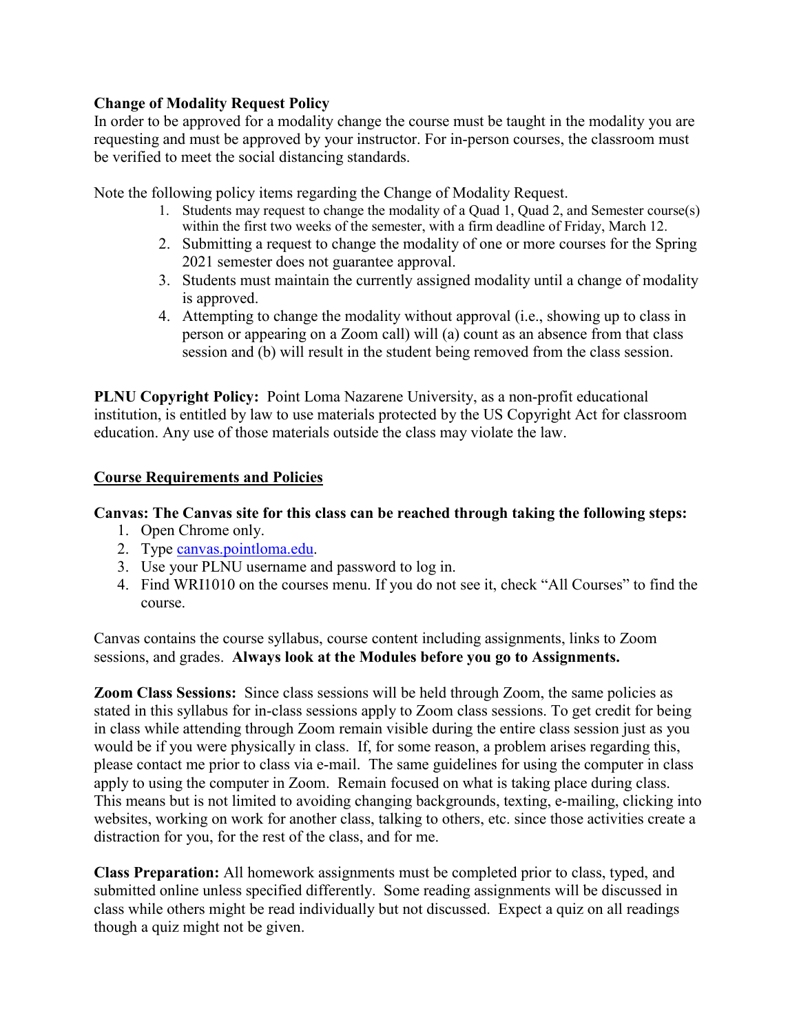**Change of Modality Request Policy**
In order to be approved for a modality change the course must be taught in the modality you are requesting and must be approved by your instructor. For in-person courses, the classroom must be verified to meet the social distancing standards.

Note the following policy items regarding the Change of Modality Request.

1. Students may request to change the modality of a Quad 1, Quad 2, and Semester course(s) within the first two weeks of the semester, with a firm deadline of Friday, March 12.
2. Submitting a request to change the modality of one or more courses for the Spring 2021 semester does not guarantee approval.
3. Students must maintain the currently assigned modality until a change of modality is approved.
4. Attempting to change the modality without approval (i.e., showing up to class in person or appearing on a Zoom call) will (a) count as an absence from that class session and (b) will result in the student being removed from the class session.

**PLNU Copyright Policy:** Point Loma Nazarene University, as a non-profit educational institution, is entitled by law to use materials protected by the US Copyright Act for classroom education. Any use of those materials outside the class may violate the law.

## Course Requirements and Policies

**Canvas: The Canvas site for this class can be reached through taking the following steps:**

1. Open Chrome only.
2. Type [canvas.pointloma.edu](canvas.pointloma.edu).
3. Use your PLNU username and password to log in.
4. Find WRI1010 on the courses menu. If you do not see it, check "All Courses" to find the course.

Canvas contains the course syllabus, course content including assignments, links to Zoom sessions, and grades. **Always look at the Modules before you go to Assignments.**

**Zoom Class Sessions:** Since class sessions will be held through Zoom, the same policies as stated in this syllabus for in-class sessions apply to Zoom class sessions. To get credit for being in class while attending through Zoom remain visible during the entire class session just as you would be if you were physically in class. If, for some reason, a problem arises regarding this, please contact me prior to class via e-mail. The same guidelines for using the computer in class apply to using the computer in Zoom. Remain focused on what is taking place during class. This means but is not limited to avoiding changing backgrounds, texting, e-mailing, clicking into websites, working on work for another class, talking to others, etc. since those activities create a distraction for you, for the rest of the class, and for me.

**Class Preparation:** All homework assignments must be completed prior to class, typed, and submitted online unless specified differently. Some reading assignments will be discussed in class while others might be read individually but not discussed. Expect a quiz on all readings though a quiz might not be given.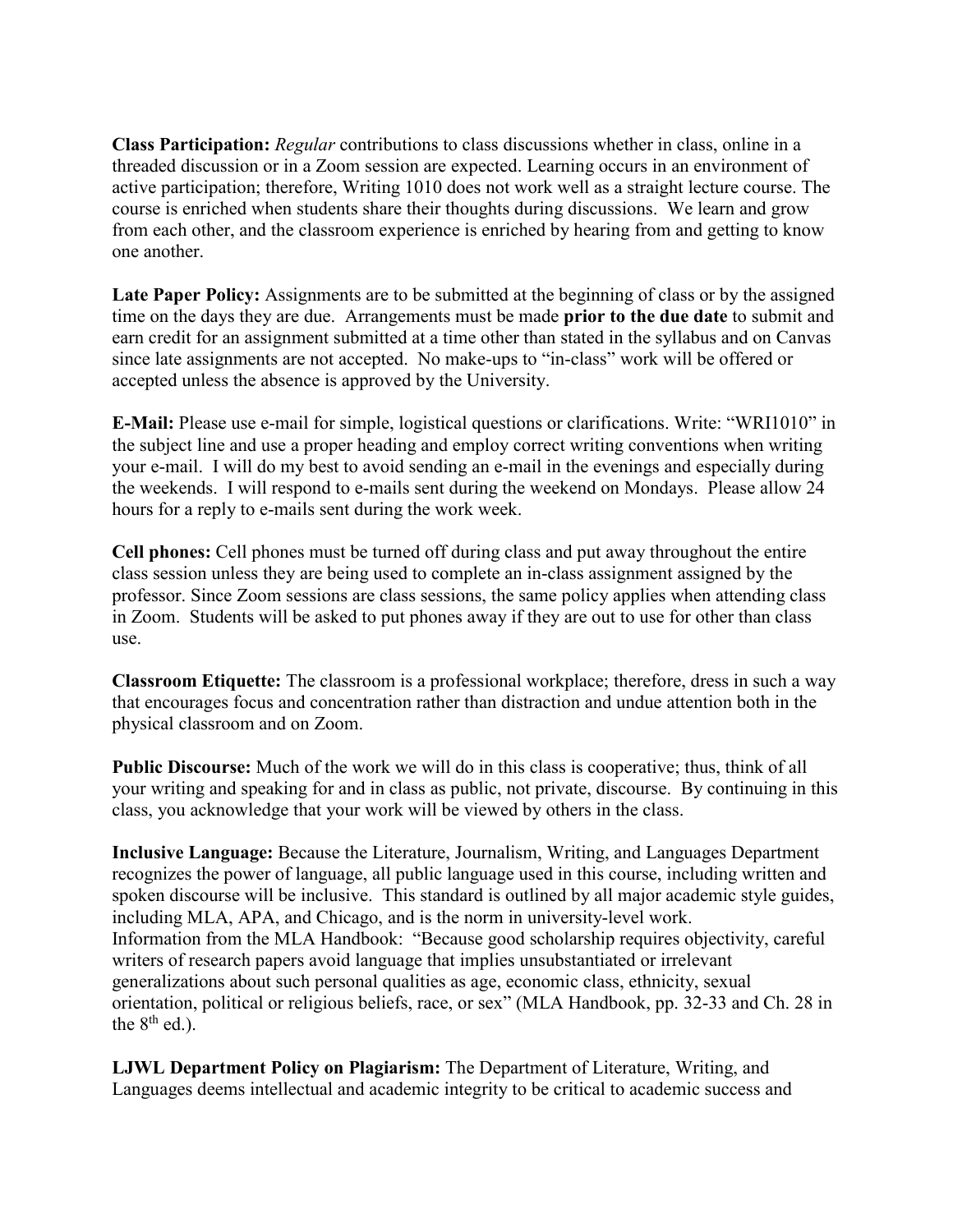**Class Participation:** *Regular* contributions to class discussions whether in class, online in a threaded discussion or in a Zoom session are expected. Learning occurs in an environment of active participation; therefore, Writing 1010 does not work well as a straight lecture course. The course is enriched when students share their thoughts during discussions. We learn and grow from each other, and the classroom experience is enriched by hearing from and getting to know one another.

**Late Paper Policy:** Assignments are to be submitted at the beginning of class or by the assigned time on the days they are due. Arrangements must be made **prior to the due date** to submit and earn credit for an assignment submitted at a time other than stated in the syllabus and on Canvas since late assignments are not accepted. No make-ups to "in-class" work will be offered or accepted unless the absence is approved by the University.

**E-Mail:** Please use e-mail for simple, logistical questions or clarifications. Write: "WRI1010" in the subject line and use a proper heading and employ correct writing conventions when writing your e-mail. I will do my best to avoid sending an e-mail in the evenings and especially during the weekends. I will respond to e-mails sent during the weekend on Mondays. Please allow 24 hours for a reply to e-mails sent during the work week.

**Cell phones:** Cell phones must be turned off during class and put away throughout the entire class session unless they are being used to complete an in-class assignment assigned by the professor. Since Zoom sessions are class sessions, the same policy applies when attending class in Zoom. Students will be asked to put phones away if they are out to use for other than class use.

**Classroom Etiquette:** The classroom is a professional workplace; therefore, dress in such a way that encourages focus and concentration rather than distraction and undue attention both in the physical classroom and on Zoom.

**Public Discourse:** Much of the work we will do in this class is cooperative; thus, think of all your writing and speaking for and in class as public, not private, discourse. By continuing in this class, you acknowledge that your work will be viewed by others in the class.

**Inclusive Language:** Because the Literature, Journalism, Writing, and Languages Department recognizes the power of language, all public language used in this course, including written and spoken discourse will be inclusive. This standard is outlined by all major academic style guides, including MLA, APA, and Chicago, and is the norm in university-level work.
Information from the MLA Handbook: "Because good scholarship requires objectivity, careful writers of research papers avoid language that implies unsubstantiated or irrelevant generalizations about such personal qualities as age, economic class, ethnicity, sexual orientation, political or religious beliefs, race, or sex" (MLA Handbook, pp. 32-33 and Ch. 28 in the 8th ed.).

**LJWL Department Policy on Plagiarism:** The Department of Literature, Writing, and Languages deems intellectual and academic integrity to be critical to academic success and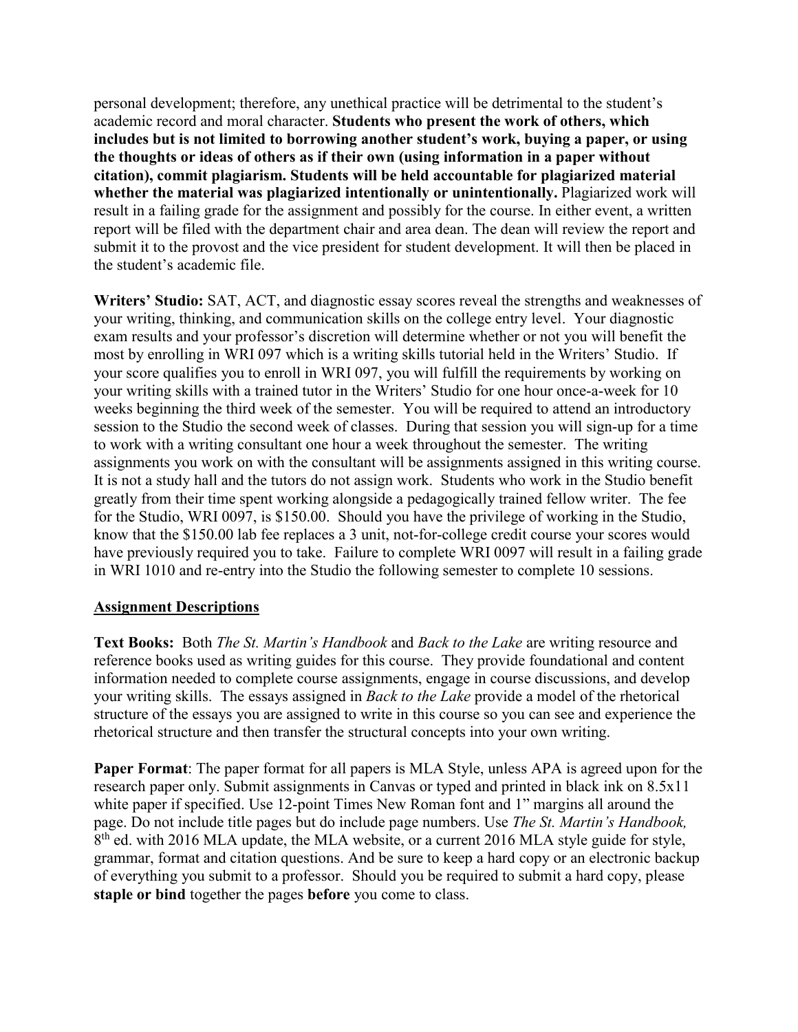personal development; therefore, any unethical practice will be detrimental to the student's academic record and moral character. **Students who present the work of others, which includes but is not limited to borrowing another student's work, buying a paper, or using the thoughts or ideas of others as if their own (using information in a paper without citation), commit plagiarism. Students will be held accountable for plagiarized material whether the material was plagiarized intentionally or unintentionally.** Plagiarized work will result in a failing grade for the assignment and possibly for the course. In either event, a written report will be filed with the department chair and area dean. The dean will review the report and submit it to the provost and the vice president for student development. It will then be placed in the student's academic file.

**Writers' Studio:** SAT, ACT, and diagnostic essay scores reveal the strengths and weaknesses of your writing, thinking, and communication skills on the college entry level. Your diagnostic exam results and your professor's discretion will determine whether or not you will benefit the most by enrolling in WRI 097 which is a writing skills tutorial held in the Writers' Studio. If your score qualifies you to enroll in WRI 097, you will fulfill the requirements by working on your writing skills with a trained tutor in the Writers' Studio for one hour once-a-week for 10 weeks beginning the third week of the semester. You will be required to attend an introductory session to the Studio the second week of classes. During that session you will sign-up for a time to work with a writing consultant one hour a week throughout the semester. The writing assignments you work on with the consultant will be assignments assigned in this writing course. It is not a study hall and the tutors do not assign work. Students who work in the Studio benefit greatly from their time spent working alongside a pedagogically trained fellow writer. The fee for the Studio, WRI 0097, is $150.00. Should you have the privilege of working in the Studio, know that the $150.00 lab fee replaces a 3 unit, not-for-college credit course your scores would have previously required you to take. Failure to complete WRI 0097 will result in a failing grade in WRI 1010 and re-entry into the Studio the following semester to complete 10 sessions.

## Assignment Descriptions

**Text Books:** Both *The St. Martin's Handbook* and *Back to the Lake* are writing resource and reference books used as writing guides for this course. They provide foundational and content information needed to complete course assignments, engage in course discussions, and develop your writing skills. The essays assigned in *Back to the Lake* provide a model of the rhetorical structure of the essays you are assigned to write in this course so you can see and experience the rhetorical structure and then transfer the structural concepts into your own writing.

**Paper Format**: The paper format for all papers is MLA Style, unless APA is agreed upon for the research paper only. Submit assignments in Canvas or typed and printed in black ink on 8.5x11 white paper if specified. Use 12-point Times New Roman font and 1" margins all around the page. Do not include title pages but do include page numbers. Use *The St. Martin's Handbook,* 8th ed. with 2016 MLA update, the MLA website, or a current 2016 MLA style guide for style, grammar, format and citation questions. And be sure to keep a hard copy or an electronic backup of everything you submit to a professor. Should you be required to submit a hard copy, please **staple or bind** together the pages **before** you come to class.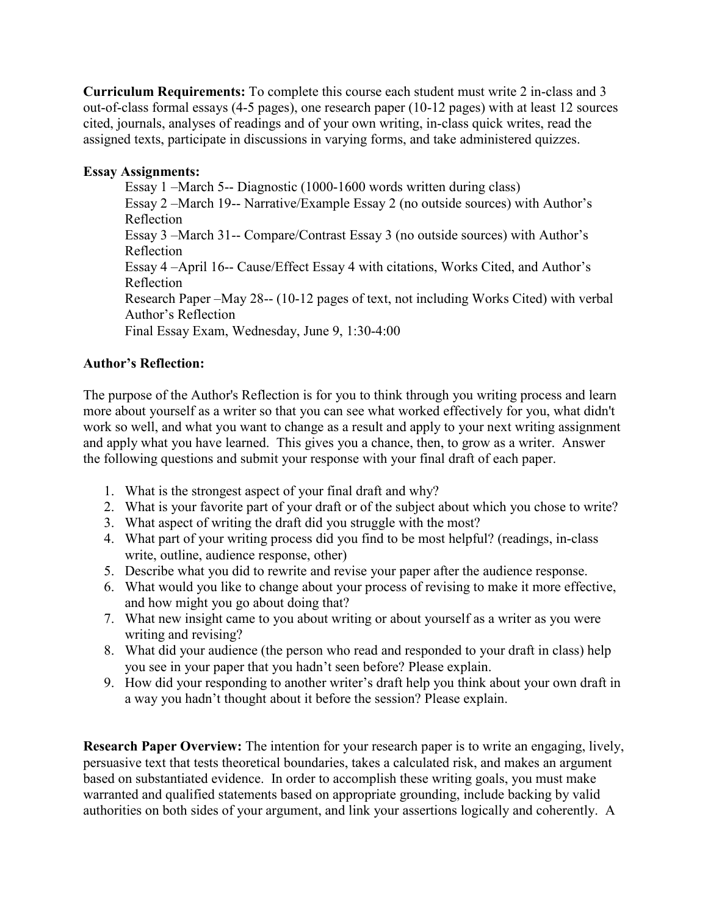**Curriculum Requirements:** To complete this course each student must write 2 in-class and 3 out-of-class formal essays (4-5 pages), one research paper (10-12 pages) with at least 12 sources cited, journals, analyses of readings and of your own writing, in-class quick writes, read the assigned texts, participate in discussions in varying forms, and take administered quizzes.

**Essay Assignments:**

Essay 1 –March 5-- Diagnostic (1000-1600 words written during class)
Essay 2 –March 19-- Narrative/Example Essay 2 (no outside sources) with Author's Reflection
Essay 3 –March 31-- Compare/Contrast Essay 3 (no outside sources) with Author's Reflection
Essay 4 –April 16-- Cause/Effect Essay 4 with citations, Works Cited, and Author's Reflection
Research Paper –May 28-- (10-12 pages of text, not including Works Cited) with verbal Author's Reflection
Final Essay Exam, Wednesday, June 9, 1:30-4:00

**Author's Reflection:**

The purpose of the Author's Reflection is for you to think through you writing process and learn more about yourself as a writer so that you can see what worked effectively for you, what didn't work so well, and what you want to change as a result and apply to your next writing assignment and apply what you have learned. This gives you a chance, then, to grow as a writer. Answer the following questions and submit your response with your final draft of each paper.

1. What is the strongest aspect of your final draft and why?
2. What is your favorite part of your draft or of the subject about which you chose to write?
3. What aspect of writing the draft did you struggle with the most?
4. What part of your writing process did you find to be most helpful? (readings, in-class write, outline, audience response, other)
5. Describe what you did to rewrite and revise your paper after the audience response.
6. What would you like to change about your process of revising to make it more effective, and how might you go about doing that?
7. What new insight came to you about writing or about yourself as a writer as you were writing and revising?
8. What did your audience (the person who read and responded to your draft in class) help you see in your paper that you hadn't seen before? Please explain.
9. How did your responding to another writer's draft help you think about your own draft in a way you hadn't thought about it before the session? Please explain.

**Research Paper Overview:** The intention for your research paper is to write an engaging, lively, persuasive text that tests theoretical boundaries, takes a calculated risk, and makes an argument based on substantiated evidence. In order to accomplish these writing goals, you must make warranted and qualified statements based on appropriate grounding, include backing by valid authorities on both sides of your argument, and link your assertions logically and coherently. A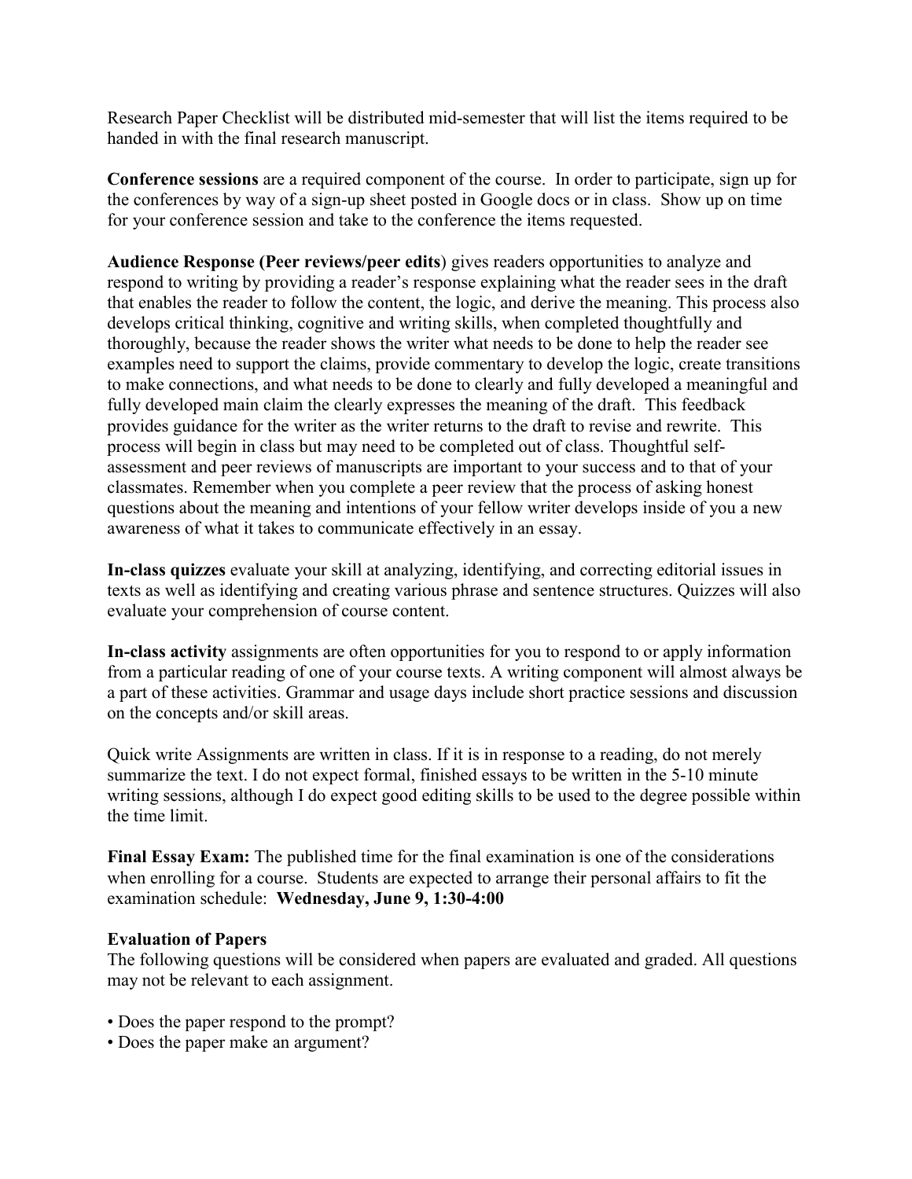Research Paper Checklist will be distributed mid-semester that will list the items required to be handed in with the final research manuscript.

**Conference sessions** are a required component of the course. In order to participate, sign up for the conferences by way of a sign-up sheet posted in Google docs or in class. Show up on time for your conference session and take to the conference the items requested.

**Audience Response (Peer reviews/peer edits**) gives readers opportunities to analyze and respond to writing by providing a reader's response explaining what the reader sees in the draft that enables the reader to follow the content, the logic, and derive the meaning. This process also develops critical thinking, cognitive and writing skills, when completed thoughtfully and thoroughly, because the reader shows the writer what needs to be done to help the reader see examples need to support the claims, provide commentary to develop the logic, create transitions to make connections, and what needs to be done to clearly and fully developed a meaningful and fully developed main claim the clearly expresses the meaning of the draft. This feedback provides guidance for the writer as the writer returns to the draft to revise and rewrite. This process will begin in class but may need to be completed out of class. Thoughtful self-assessment and peer reviews of manuscripts are important to your success and to that of your classmates. Remember when you complete a peer review that the process of asking honest questions about the meaning and intentions of your fellow writer develops inside of you a new awareness of what it takes to communicate effectively in an essay.

**In-class quizzes** evaluate your skill at analyzing, identifying, and correcting editorial issues in texts as well as identifying and creating various phrase and sentence structures. Quizzes will also evaluate your comprehension of course content.

**In-class activity** assignments are often opportunities for you to respond to or apply information from a particular reading of one of your course texts. A writing component will almost always be a part of these activities. Grammar and usage days include short practice sessions and discussion on the concepts and/or skill areas.

Quick write Assignments are written in class. If it is in response to a reading, do not merely summarize the text. I do not expect formal, finished essays to be written in the 5-10 minute writing sessions, although I do expect good editing skills to be used to the degree possible within the time limit.

**Final Essay Exam:** The published time for the final examination is one of the considerations when enrolling for a course. Students are expected to arrange their personal affairs to fit the examination schedule: **Wednesday, June 9, 1:30-4:00**

**Evaluation of Papers**

The following questions will be considered when papers are evaluated and graded. All questions may not be relevant to each assignment.

- Does the paper respond to the prompt?
- Does the paper make an argument?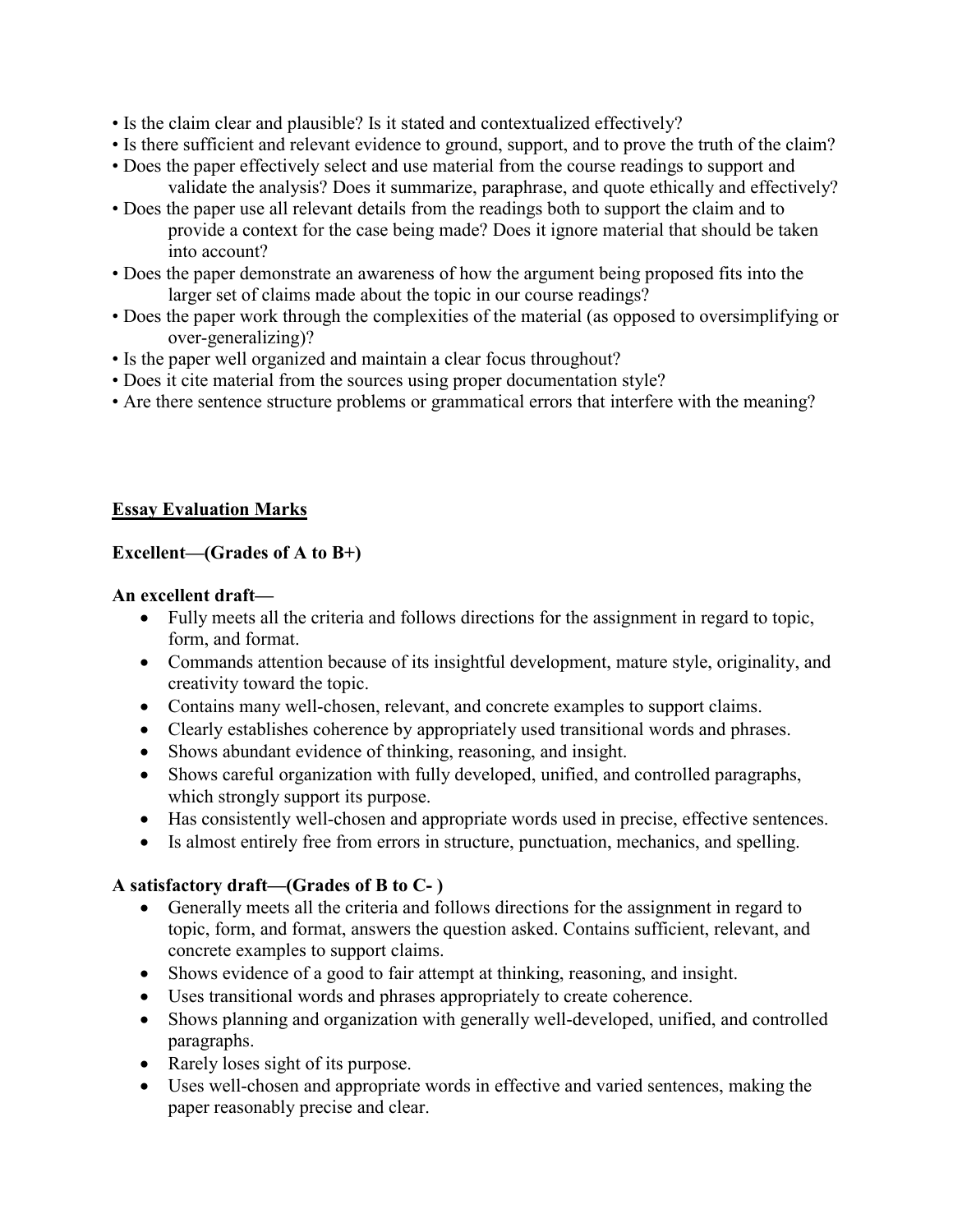- Is the claim clear and plausible? Is it stated and contextualized effectively?
- Is there sufficient and relevant evidence to ground, support, and to prove the truth of the claim?
- Does the paper effectively select and use material from the course readings to support and validate the analysis? Does it summarize, paraphrase, and quote ethically and effectively?
- Does the paper use all relevant details from the readings both to support the claim and to provide a context for the case being made? Does it ignore material that should be taken into account?
- Does the paper demonstrate an awareness of how the argument being proposed fits into the larger set of claims made about the topic in our course readings?
- Does the paper work through the complexities of the material (as opposed to oversimplifying or over-generalizing)?
- Is the paper well organized and maintain a clear focus throughout?
- Does it cite material from the sources using proper documentation style?
- Are there sentence structure problems or grammatical errors that interfere with the meaning?

**<u>Essay Evaluation Marks</u>**

**Excellent—(Grades of A to B+)**

**An excellent draft—**

- Fully meets all the criteria and follows directions for the assignment in regard to topic, form, and format.
- Commands attention because of its insightful development, mature style, originality, and creativity toward the topic.
- Contains many well-chosen, relevant, and concrete examples to support claims.
- Clearly establishes coherence by appropriately used transitional words and phrases.
- Shows abundant evidence of thinking, reasoning, and insight.
- Shows careful organization with fully developed, unified, and controlled paragraphs, which strongly support its purpose.
- Has consistently well-chosen and appropriate words used in precise, effective sentences.
- Is almost entirely free from errors in structure, punctuation, mechanics, and spelling.

**A satisfactory draft—(Grades of B to C- )**

- Generally meets all the criteria and follows directions for the assignment in regard to topic, form, and format, answers the question asked. Contains sufficient, relevant, and concrete examples to support claims.
- Shows evidence of a good to fair attempt at thinking, reasoning, and insight.
- Uses transitional words and phrases appropriately to create coherence.
- Shows planning and organization with generally well-developed, unified, and controlled paragraphs.
- Rarely loses sight of its purpose.
- Uses well-chosen and appropriate words in effective and varied sentences, making the paper reasonably precise and clear.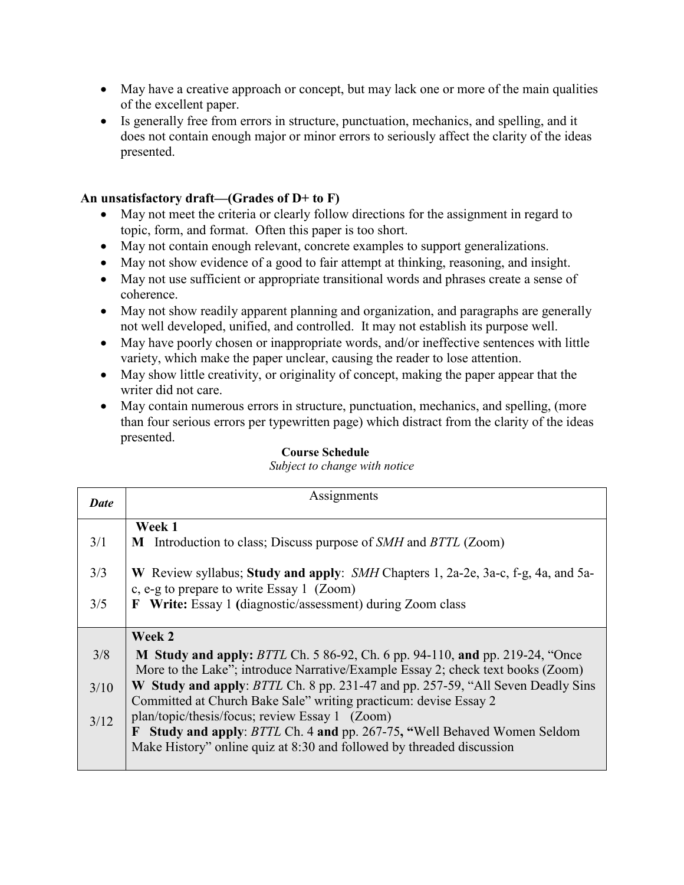- May have a creative approach or concept, but may lack one or more of the main qualities of the excellent paper.
- Is generally free from errors in structure, punctuation, mechanics, and spelling, and it does not contain enough major or minor errors to seriously affect the clarity of the ideas presented.

**An unsatisfactory draft—(Grades of D+ to F)**

- May not meet the criteria or clearly follow directions for the assignment in regard to topic, form, and format. Often this paper is too short.
- May not contain enough relevant, concrete examples to support generalizations.
- May not show evidence of a good to fair attempt at thinking, reasoning, and insight.
- May not use sufficient or appropriate transitional words and phrases create a sense of coherence.
- May not show readily apparent planning and organization, and paragraphs are generally not well developed, unified, and controlled. It may not establish its purpose well.
- May have poorly chosen or inappropriate words, and/or ineffective sentences with little variety, which make the paper unclear, causing the reader to lose attention.
- May show little creativity, or originality of concept, making the paper appear that the writer did not care.
- May contain numerous errors in structure, punctuation, mechanics, and spelling, (more than four serious errors per typewritten page) which distract from the clarity of the ideas presented.

**Course Schedule**

*Subject to change with notice*

| *Date* | Assignments |
|---|---|
| | **Week 1** |
| 3/1 | **M** Introduction to class; Discuss purpose of *SMH* and *BTTL* (Zoom) |
| 3/3 | **W** Review syllabus; **Study and apply**: *SMH* Chapters 1, 2a-2e, 3a-c, f-g, 4a, and 5a-c, e-g to prepare to write Essay 1 (Zoom) |
| 3/5 | **F Write:** Essay 1 **(**diagnostic/assessment) during Zoom class |
| | **Week 2** |
| 3/8 | **M Study and apply:** *BTTL* Ch. 5 86-92, Ch. 6 pp. 94-110, **and** pp. 219-24, "Once More to the Lake"; introduce Narrative/Example Essay 2; check text books (Zoom) |
| 3/10 | **W Study and apply**: *BTTL* Ch. 8 pp. 231-47 and pp. 257-59, "All Seven Deadly Sins Committed at Church Bake Sale" writing practicum: devise Essay 2 plan/topic/thesis/focus; review Essay 1 (Zoom) |
| 3/12 | **F Study and apply**: *BTTL* Ch. 4 **and** pp. 267-75**, "**Well Behaved Women Seldom Make History" online quiz at 8:30 and followed by threaded discussion |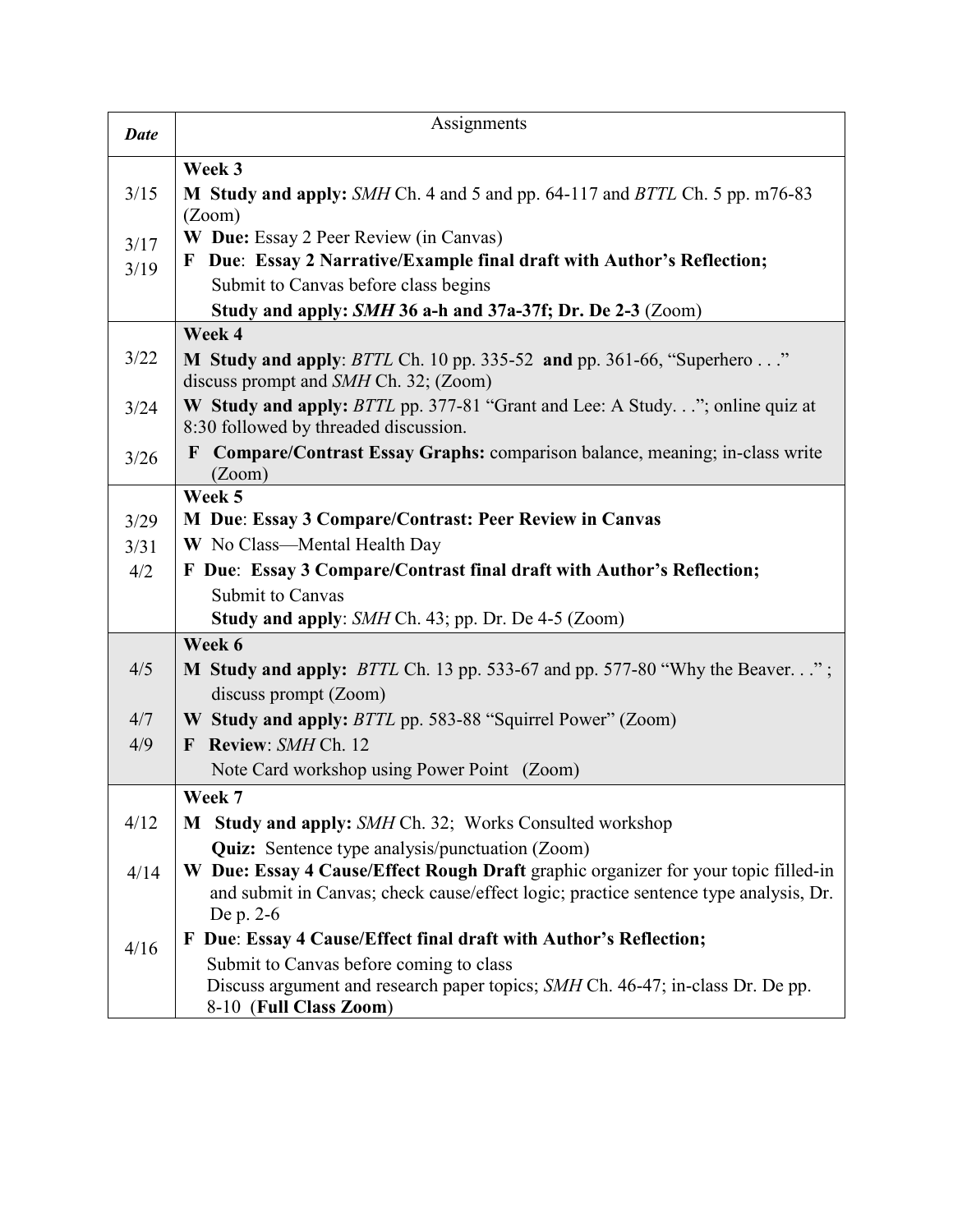| *Date* | Assignments |
|---|---|
| | **Week 3** |
| 3/15 | **M Study and apply:** *SMH* Ch. 4 and 5 and pp. 64-117 and *BTTL* Ch. 5 pp. m76-83 (Zoom) |
| 3/17 | **W Due:** Essay 2 Peer Review (in Canvas) |
| 3/19 | **F Due**: **Essay 2 Narrative/Example final draft with Author's Reflection;** Submit to Canvas before class begins **Study and apply:** ***SMH* 36 a-h and 37a-37f; Dr. De 2-3** (Zoom) |
| | **Week 4** |
| 3/22 | **M Study and apply**: *BTTL* Ch. 10 pp. 335-52 **and** pp. 361-66, "Superhero . . ." discuss prompt and *SMH* Ch. 32; (Zoom) |
| 3/24 | **W Study and apply:** *BTTL* pp. 377-81 "Grant and Lee: A Study. . ."; online quiz at 8:30 followed by threaded discussion. |
| 3/26 | **F Compare/Contrast Essay Graphs:** comparison balance, meaning; in-class write (Zoom) |
| | **Week 5** |
| 3/29 | **M Due**: **Essay 3 Compare/Contrast: Peer Review in Canvas** |
| 3/31 | **W** No Class—Mental Health Day |
| 4/2 | **F Due**: **Essay 3 Compare/Contrast final draft with Author's Reflection;** Submit to Canvas **Study and apply**: *SMH* Ch. 43; pp. Dr. De 4-5 (Zoom) |
| | **Week 6** |
| 4/5 | **M Study and apply:** *BTTL* Ch. 13 pp. 533-67 and pp. 577-80 "Why the Beaver. . ." ; discuss prompt (Zoom) |
| 4/7 | **W Study and apply:** *BTTL* pp. 583-88 "Squirrel Power" (Zoom) |
| 4/9 | **F Review**: *SMH* Ch. 12 Note Card workshop using Power Point (Zoom) |
| | **Week 7** |
| 4/12 | **M Study and apply:** *SMH* Ch. 32; Works Consulted workshop **Quiz:** Sentence type analysis/punctuation (Zoom) |
| 4/14 | **W Due: Essay 4 Cause/Effect Rough Draft** graphic organizer for your topic filled-in and submit in Canvas; check cause/effect logic; practice sentence type analysis, Dr. De p. 2-6 |
| 4/16 | **F Due**: **Essay 4 Cause/Effect final draft with Author's Reflection;** Submit to Canvas before coming to class Discuss argument and research paper topics; *SMH* Ch. 46-47; in-class Dr. De pp. 8-10 (**Full Class Zoom**) |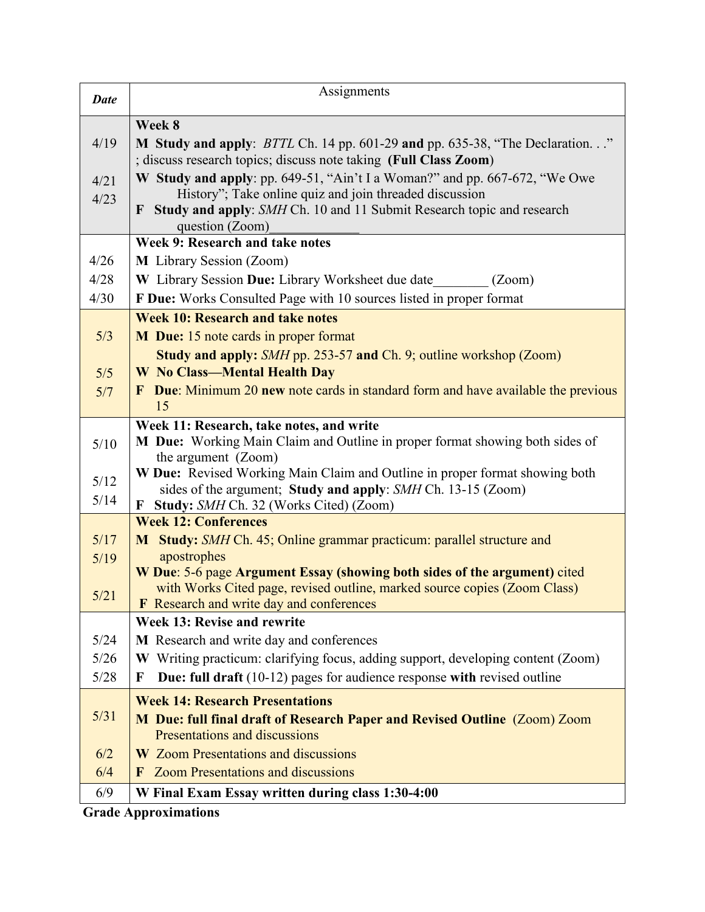| *Date* | Assignments |
|---|---|
| 4/19<br><br>4/21<br>4/23 | **Week 8**<br>**M Study and apply**: *BTTL* Ch. 14 pp. 601-29 **and** pp. 635-38, "The Declaration. . ." ; discuss research topics; discuss note taking **(Full Class Zoom)**<br>**W Study and apply**: pp. 649-51, "Ain't I a Woman?" and pp. 667-672, "We Owe History"; Take online quiz and join threaded discussion<br>**F Study and apply**: *SMH* Ch. 10 and 11 Submit Research topic and research question (Zoom)_____________ |
| 4/26<br>4/28<br>4/30 | **Week 9: Research and take notes**<br>**M** Library Session (Zoom)<br>**W** Library Session **Due:** Library Worksheet due date________ (Zoom)<br>**F Due:** Works Consulted Page with 10 sources listed in proper format |
| 5/3<br><br>5/5<br>5/7 | **Week 10: Research and take notes**<br>**M Due:** 15 note cards in proper format<br>**Study and apply:** *SMH* pp. 253-57 **and** Ch. 9; outline workshop (Zoom)<br>**W No Class—Mental Health Day**<br>**F Due**: Minimum 20 **new** note cards in standard form and have available the previous 15 |
| 5/10<br><br>5/12<br>5/14 | **Week 11: Research, take notes, and write**<br>**M Due:** Working Main Claim and Outline in proper format showing both sides of the argument (Zoom)<br>**W Due:** Revised Working Main Claim and Outline in proper format showing both sides of the argument; **Study and apply**: *SMH* Ch. 13-15 (Zoom)<br>**F Study:** *SMH* Ch. 32 (Works Cited) (Zoom) |
| 5/17<br>5/19<br><br>5/21 | **Week 12: Conferences**<br>**M Study:** *SMH* Ch. 45; Online grammar practicum: parallel structure and apostrophes<br>**W Due**: 5-6 page **Argument Essay (showing both sides of the argument)** cited with Works Cited page, revised outline, marked source copies (Zoom Class)<br>**F** Research and write day and conferences |
| 5/24<br>5/26<br>5/28 | **Week 13: Revise and rewrite**<br>**M** Research and write day and conferences<br>**W** Writing practicum: clarifying focus, adding support, developing content (Zoom)<br>**F Due: full draft** (10-12) pages for audience response **with** revised outline |
| 5/31<br><br>6/2<br>6/4 | **Week 14: Research Presentations**<br>**M Due: full final draft of Research Paper and Revised Outline** (Zoom) Zoom Presentations and discussions<br>**W** Zoom Presentations and discussions<br>**F** Zoom Presentations and discussions |
| 6/9 | **W Final Exam Essay written during class 1:30-4:00** |

**Grade Approximations**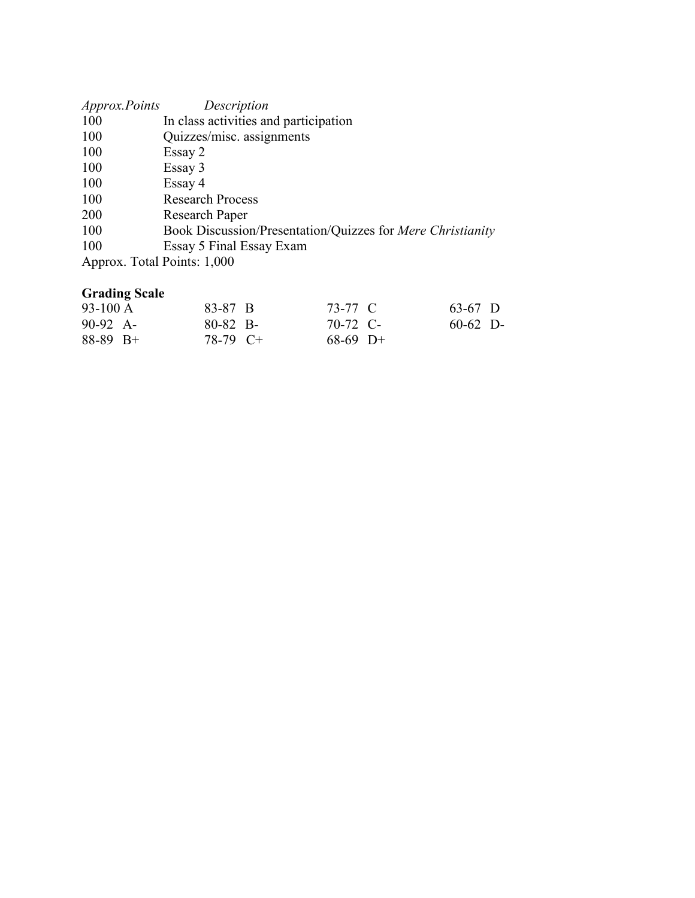| *Approx.Points* | *Description* |
|---|---|
| 100 | In class activities and participation |
| 100 | Quizzes/misc. assignments |
| 100 | Essay 2 |
| 100 | Essay 3 |
| 100 | Essay 4 |
| 100 | Research Process |
| 200 | Research Paper |
| 100 | Book Discussion/Presentation/Quizzes for *Mere Christianity* |
| 100 | Essay 5 Final Essay Exam |

Approx. Total Points: 1,000

**Grading Scale**

| | | | |
|---|---|---|---|
| 93-100 A | 83-87 B | 73-77 C | 63-67 D |
| 90-92 A- | 80-82 B- | 70-72 C- | 60-62 D- |
| 88-89 B+ | 78-79 C+ | 68-69 D+ | |